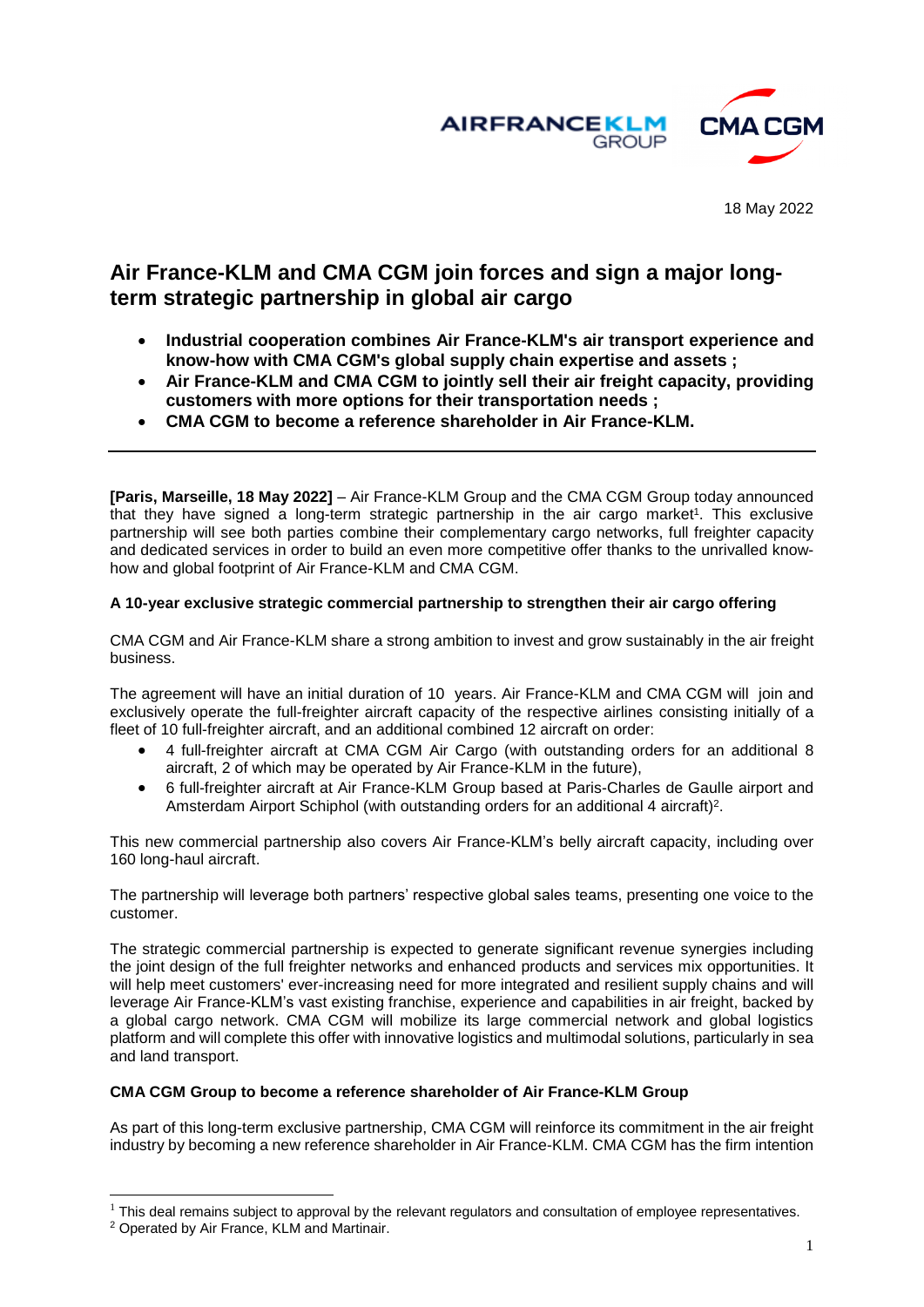AIRFRANCEKLM GROUP CMA CGM

18 May 2022

# Air France-KLM and CMA CGM join forces and sign a major long-term strategic partnership in global air cargo

- **Industrial cooperation combines Air France-KLM's air transport experience and know-how with CMA CGM's global supply chain expertise and assets ;**
- **Air France-KLM and CMA CGM to jointly sell their air freight capacity, providing customers with more options for their transportation needs ;**
- **CMA CGM to become a reference shareholder in Air France-KLM.**

---

**[Paris, Marseille, 18 May 2022]** – Air France-KLM Group and the CMA CGM Group today announced that they have signed a long-term strategic partnership in the air cargo market[1]. This exclusive partnership will see both parties combine their complementary cargo networks, full freighter capacity and dedicated services in order to build an even more competitive offer thanks to the unrivalled know-how and global footprint of Air France-KLM and CMA CGM.

### A 10-year exclusive strategic commercial partnership to strengthen their air cargo offering

CMA CGM and Air France-KLM share a strong ambition to invest and grow sustainably in the air freight business.

The agreement will have an initial duration of 10 years. Air France-KLM and CMA CGM will join and exclusively operate the full-freighter aircraft capacity of the respective airlines consisting initially of a fleet of 10 full-freighter aircraft, and an additional combined 12 aircraft on order:

- 4 full-freighter aircraft at CMA CGM Air Cargo (with outstanding orders for an additional 8 aircraft, 2 of which may be operated by Air France-KLM in the future),
- 6 full-freighter aircraft at Air France-KLM Group based at Paris-Charles de Gaulle airport and Amsterdam Airport Schiphol (with outstanding orders for an additional 4 aircraft)[2].

This new commercial partnership also covers Air France-KLM's belly aircraft capacity, including over 160 long-haul aircraft.

The partnership will leverage both partners' respective global sales teams, presenting one voice to the customer.

The strategic commercial partnership is expected to generate significant revenue synergies including the joint design of the full freighter networks and enhanced products and services mix opportunities. It will help meet customers' ever-increasing need for more integrated and resilient supply chains and will leverage Air France-KLM's vast existing franchise, experience and capabilities in air freight, backed by a global cargo network. CMA CGM will mobilize its large commercial network and global logistics platform and will complete this offer with innovative logistics and multimodal solutions, particularly in sea and land transport.

### CMA CGM Group to become a reference shareholder of Air France-KLM Group

As part of this long-term exclusive partnership, CMA CGM will reinforce its commitment in the air freight industry by becoming a new reference shareholder in Air France-KLM. CMA CGM has the firm intention

---

[1] This deal remains subject to approval by the relevant regulators and consultation of employee representatives.

[2] Operated by Air France, KLM and Martinair.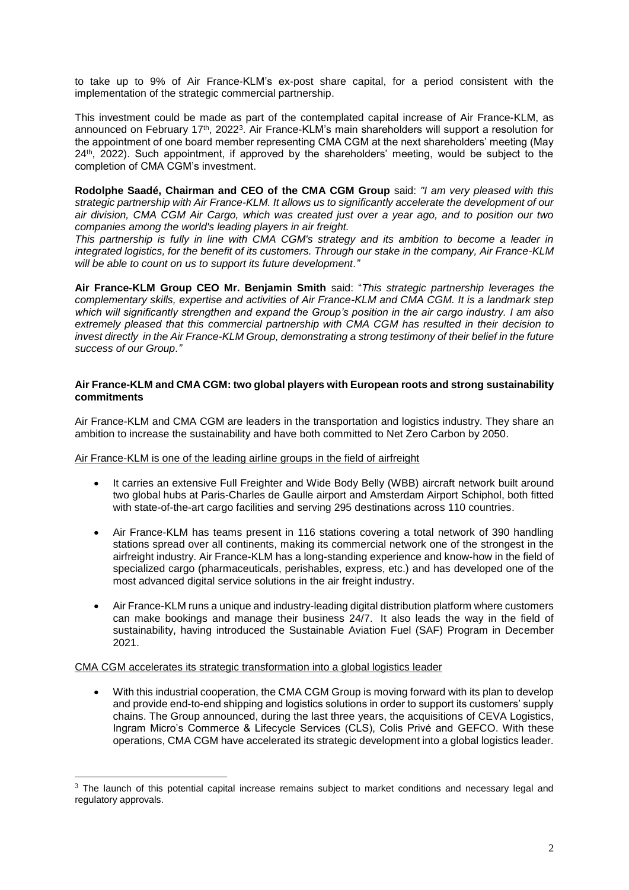to take up to 9% of Air France-KLM's ex-post share capital, for a period consistent with the implementation of the strategic commercial partnership.

This investment could be made as part of the contemplated capital increase of Air France-KLM, as announced on February 17th, 2022[3]. Air France-KLM's main shareholders will support a resolution for the appointment of one board member representing CMA CGM at the next shareholders' meeting (May 24th, 2022). Such appointment, if approved by the shareholders' meeting, would be subject to the completion of CMA CGM's investment.

**Rodolphe Saadé, Chairman and CEO of the CMA CGM Group** said: *"I am very pleased with this strategic partnership with Air France-KLM. It allows us to significantly accelerate the development of our air division, CMA CGM Air Cargo, which was created just over a year ago, and to position our two companies among the world's leading players in air freight.*

*This partnership is fully in line with CMA CGM's strategy and its ambition to become a leader in integrated logistics, for the benefit of its customers. Through our stake in the company, Air France-KLM will be able to count on us to support its future development."*

**Air France-KLM Group CEO Mr. Benjamin Smith** said: "*This strategic partnership leverages the complementary skills, expertise and activities of Air France-KLM and CMA CGM. It is a landmark step which will significantly strengthen and expand the Group's position in the air cargo industry. I am also extremely pleased that this commercial partnership with CMA CGM has resulted in their decision to invest directly in the Air France-KLM Group, demonstrating a strong testimony of their belief in the future success of our Group."*

**Air France-KLM and CMA CGM: two global players with European roots and strong sustainability commitments**

Air France-KLM and CMA CGM are leaders in the transportation and logistics industry. They share an ambition to increase the sustainability and have both committed to Net Zero Carbon by 2050.

<u>Air France-KLM is one of the leading airline groups in the field of airfreight</u>

- It carries an extensive Full Freighter and Wide Body Belly (WBB) aircraft network built around two global hubs at Paris-Charles de Gaulle airport and Amsterdam Airport Schiphol, both fitted with state-of-the-art cargo facilities and serving 295 destinations across 110 countries.
- Air France-KLM has teams present in 116 stations covering a total network of 390 handling stations spread over all continents, making its commercial network one of the strongest in the airfreight industry. Air France-KLM has a long-standing experience and know-how in the field of specialized cargo (pharmaceuticals, perishables, express, etc.) and has developed one of the most advanced digital service solutions in the air freight industry.
- Air France-KLM runs a unique and industry-leading digital distribution platform where customers can make bookings and manage their business 24/7. It also leads the way in the field of sustainability, having introduced the Sustainable Aviation Fuel (SAF) Program in December 2021.

<u>CMA CGM accelerates its strategic transformation into a global logistics leader</u>

- With this industrial cooperation, the CMA CGM Group is moving forward with its plan to develop and provide end-to-end shipping and logistics solutions in order to support its customers' supply chains. The Group announced, during the last three years, the acquisitions of CEVA Logistics, Ingram Micro's Commence & Lifecycle Services (CLS), Colis Privé and GEFCO. With these operations, CMA CGM have accelerated its strategic development into a global logistics leader.

[3] The launch of this potential capital increase remains subject to market conditions and necessary legal and regulatory approvals.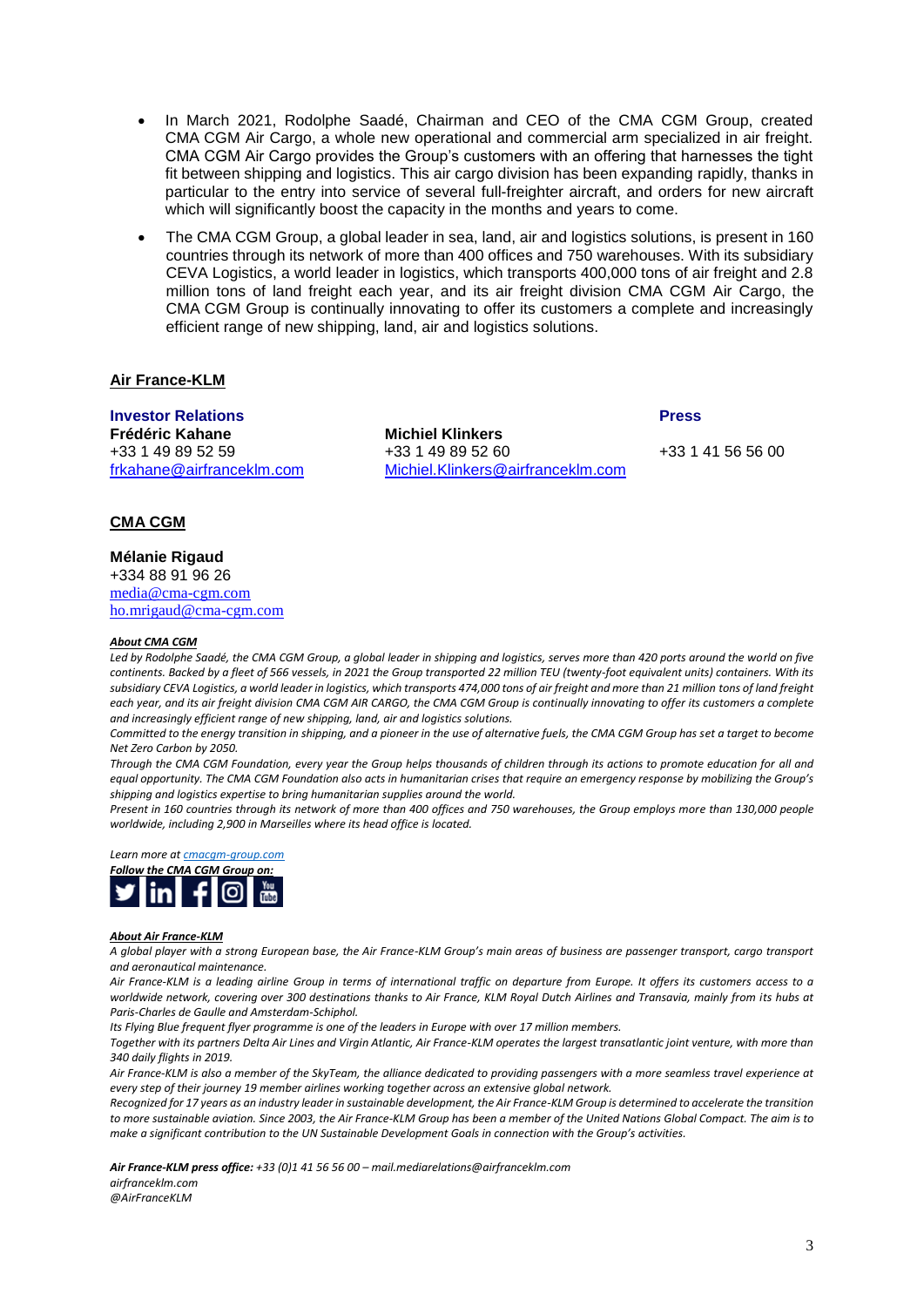- In March 2021, Rodolphe Saadé, Chairman and CEO of the CMA CGM Group, created CMA CGM Air Cargo, a whole new operational and commercial arm specialized in air freight. CMA CGM Air Cargo provides the Group's customers with an offering that harnesses the tight fit between shipping and logistics. This air cargo division has been expanding rapidly, thanks in particular to the entry into service of several full-freighter aircraft, and orders for new aircraft which will significantly boost the capacity in the months and years to come.
- The CMA CGM Group, a global leader in sea, land, air and logistics solutions, is present in 160 countries through its network of more than 400 offices and 750 warehouses. With its subsidiary CEVA Logistics, a world leader in logistics, which transports 400,000 tons of air freight and 2.8 million tons of land freight each year, and its air freight division CMA CGM Air Cargo, the CMA CGM Group is continually innovating to offer its customers a complete and increasingly efficient range of new shipping, land, air and logistics solutions.

**Air France-KLM**

**Investor Relations**

**Frédéric Kahane**
+33 1 49 89 52 59
frkahane@airfranceklm.com

**Michiel Klinkers**
+33 1 49 89 52 60
Michiel.Klinkers@airfranceklm.com

**Press**
+33 1 41 56 56 00

**CMA CGM**

**Mélanie Rigaud**
+334 88 91 96 26
media@cma-cgm.com
ho.mrigaud@cma-cgm.com

***About CMA CGM***

*Led by Rodolphe Saadé, the CMA CGM Group, a global leader in shipping and logistics, serves more than 420 ports around the world on five continents. Backed by a fleet of 566 vessels, in 2021 the Group transported 22 million TEU (twenty-foot equivalent units) containers. With its subsidiary CEVA Logistics, a world leader in logistics, which transports 474,000 tons of air freight and more than 21 million tons of land freight each year, and its air freight division CMA CGM AIR CARGO, the CMA CGM Group is continually innovating to offer its customers a complete and increasingly efficient range of new shipping, land, air and logistics solutions.*

*Committed to the energy transition in shipping, and a pioneer in the use of alternative fuels, the CMA CGM Group has set a target to become Net Zero Carbon by 2050.*

*Through the CMA CGM Foundation, every year the Group helps thousands of children through its actions to promote education for all and equal opportunity. The CMA CGM Foundation also acts in humanitarian crises that require an emergency response by mobilizing the Group's shipping and logistics expertise to bring humanitarian supplies around the world.*

*Present in 160 countries through its network of more than 400 offices and 750 warehouses, the Group employs more than 130,000 people worldwide, including 2,900 in Marseilles where its head office is located.*

*Learn more at cmacgm-group.com*

***Follow the CMA CGM Group on:***

***About Air France-KLM***

*A global player with a strong European base, the Air France-KLM Group's main areas of business are passenger transport, cargo transport and aeronautical maintenance.*

*Air France-KLM is a leading airline Group in terms of international traffic on departure from Europe. It offers its customers access to a worldwide network, covering over 300 destinations thanks to Air France, KLM Royal Dutch Airlines and Transavia, mainly from its hubs at Paris-Charles de Gaulle and Amsterdam-Schiphol.*

*Its Flying Blue frequent flyer programme is one of the leaders in Europe with over 17 million members.*

*Together with its partners Delta Air Lines and Virgin Atlantic, Air France-KLM operates the largest transatlantic joint venture, with more than 340 daily flights in 2019.*

*Air France-KLM is also a member of the SkyTeam, the alliance dedicated to providing passengers with a more seamless travel experience at every step of their journey 19 member airlines working together across an extensive global network.*

*Recognized for 17 years as an industry leader in sustainable development, the Air France-KLM Group is determined to accelerate the transition to more sustainable aviation. Since 2003, the Air France-KLM Group has been a member of the United Nations Global Compact. The aim is to make a significant contribution to the UN Sustainable Development Goals in connection with the Group's activities.*

***Air France-KLM press office:*** *+33 (0)1 41 56 56 00 – mail.mediarelations@airfranceklm.com*
*airfranceklm.com*
*@AirFranceKLM*